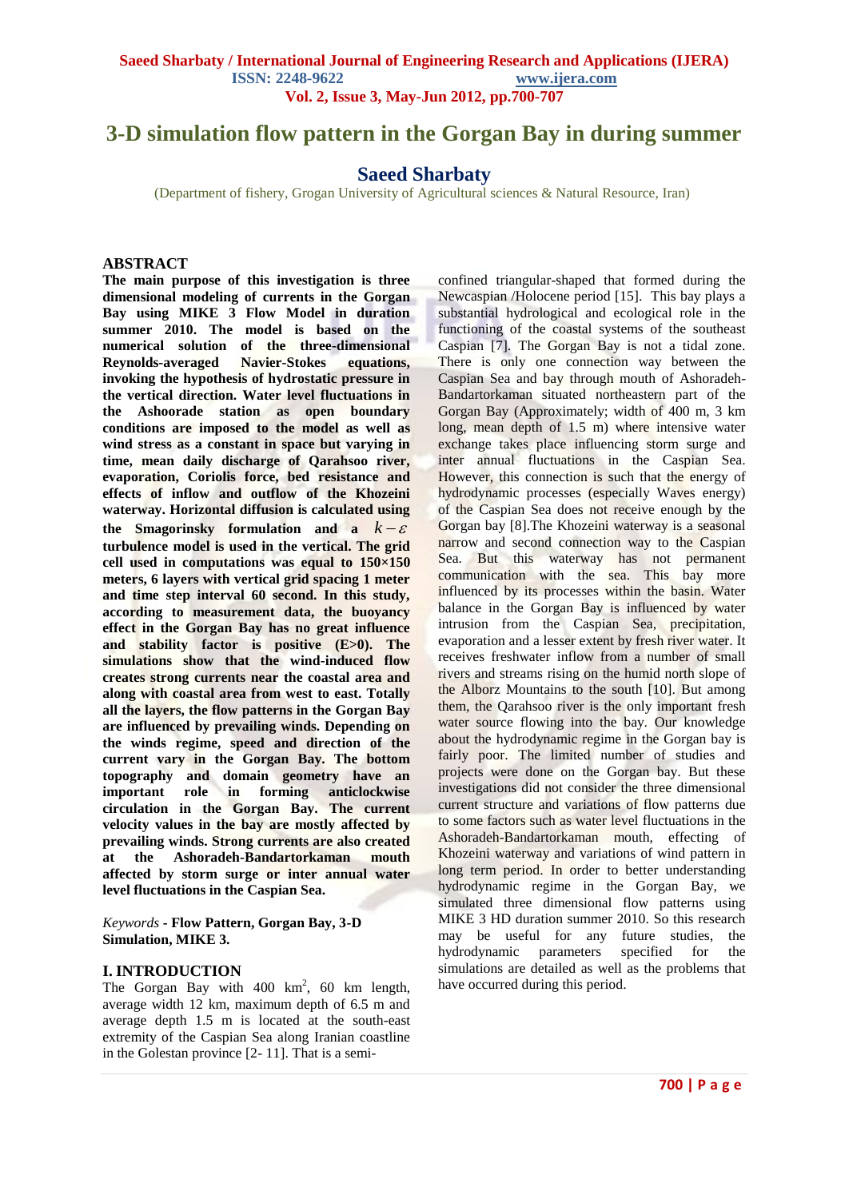# 3-D simulation flow pattern in the Gorgan Bay in during summer

## Saeed Sharbaty

(Department of fishery, Grogan University of Agricultural sciences & Natural Resource, Iran)

## ABSTRACT

**The main purpose of this investigation is three dimensional modeling of currents in the Gorgan Bay using MIKE 3 Flow Model in duration summer 2010. The model is based on the numerical solution of the three-dimensional Reynolds-averaged Navier-Stokes equations, invoking the hypothesis of hydrostatic pressure in the vertical direction. Water level fluctuations in the Ashoorade station as open boundary conditions are imposed to the model as well as wind stress as a constant in space but varying in time, mean daily discharge of Qarahsoo river, evaporation, Coriolis force, bed resistance and effects of inflow and outflow of the Khozeini waterway. Horizontal diffusion is calculated using the Smagorinsky formulation and a $k-\varepsilon$ turbulence model is used in the vertical. The grid cell used in computations was equal to 150×150 meters, 6 layers with vertical grid spacing 1 meter and time step interval 60 second. In this study, according to measurement data, the buoyancy effect in the Gorgan Bay has no great influence and stability factor is positive (E>0). The simulations show that the wind-induced flow creates strong currents near the coastal area and along with coastal area from west to east. Totally all the layers, the flow patterns in the Gorgan Bay are influenced by prevailing winds. Depending on the winds regime, speed and direction of the current vary in the Gorgan Bay. The bottom topography and domain geometry have an important role in forming anticlockwise circulation in the Gorgan Bay. The current velocity values in the bay are mostly affected by prevailing winds. Strong currents are also created at the Ashoradeh-Bandartorkaman mouth affected by storm surge or inter annual water level fluctuations in the Caspian Sea.**

*Keywords* - **Flow Pattern, Gorgan Bay, 3-D Simulation, MIKE 3.**

## I. INTRODUCTION

The Gorgan Bay with 400 km$^2$, 60 km length, average width 12 km, maximum depth of 6.5 m and average depth 1.5 m is located at the south-east extremity of the Caspian Sea along Iranian coastline in the Golestan province [2- 11]. That is a semi-confined triangular-shaped that formed during the Newcaspian /Holocene period [15]. This bay plays a substantial hydrological and ecological role in the functioning of the coastal systems of the southeast Caspian [7]. The Gorgan Bay is not a tidal zone. There is only one connection way between the Caspian Sea and bay through mouth of Ashoradeh-Bandartorkaman situated northeastern part of the Gorgan Bay (Approximately; width of 400 m, 3 km long, mean depth of 1.5 m) where intensive water exchange takes place influencing storm surge and inter annual fluctuations in the Caspian Sea. However, this connection is such that the energy of hydrodynamic processes (especially Waves energy) of the Caspian Sea does not receive enough by the Gorgan bay [8].The Khozeini waterway is a seasonal narrow and second connection way to the Caspian Sea. But this waterway has not permanent communication with the sea. This bay more influenced by its processes within the basin. Water balance in the Gorgan Bay is influenced by water intrusion from the Caspian Sea, precipitation, evaporation and a lesser extent by fresh river water. It receives freshwater inflow from a number of small rivers and streams rising on the humid north slope of the Alborz Mountains to the south [10]. But among them, the Qarahsoo river is the only important fresh water source flowing into the bay. Our knowledge about the hydrodynamic regime in the Gorgan bay is fairly poor. The limited number of studies and projects were done on the Gorgan bay. But these investigations did not consider the three dimensional current structure and variations of flow patterns due to some factors such as water level fluctuations in the Ashoradeh-Bandartorkaman mouth, effecting of Khozeini waterway and variations of wind pattern in long term period. In order to better understanding hydrodynamic regime in the Gorgan Bay, we simulated three dimensional flow patterns using MIKE 3 HD duration summer 2010. So this research may be useful for any future studies, the hydrodynamic parameters specified for the simulations are detailed as well as the problems that have occurred during this period.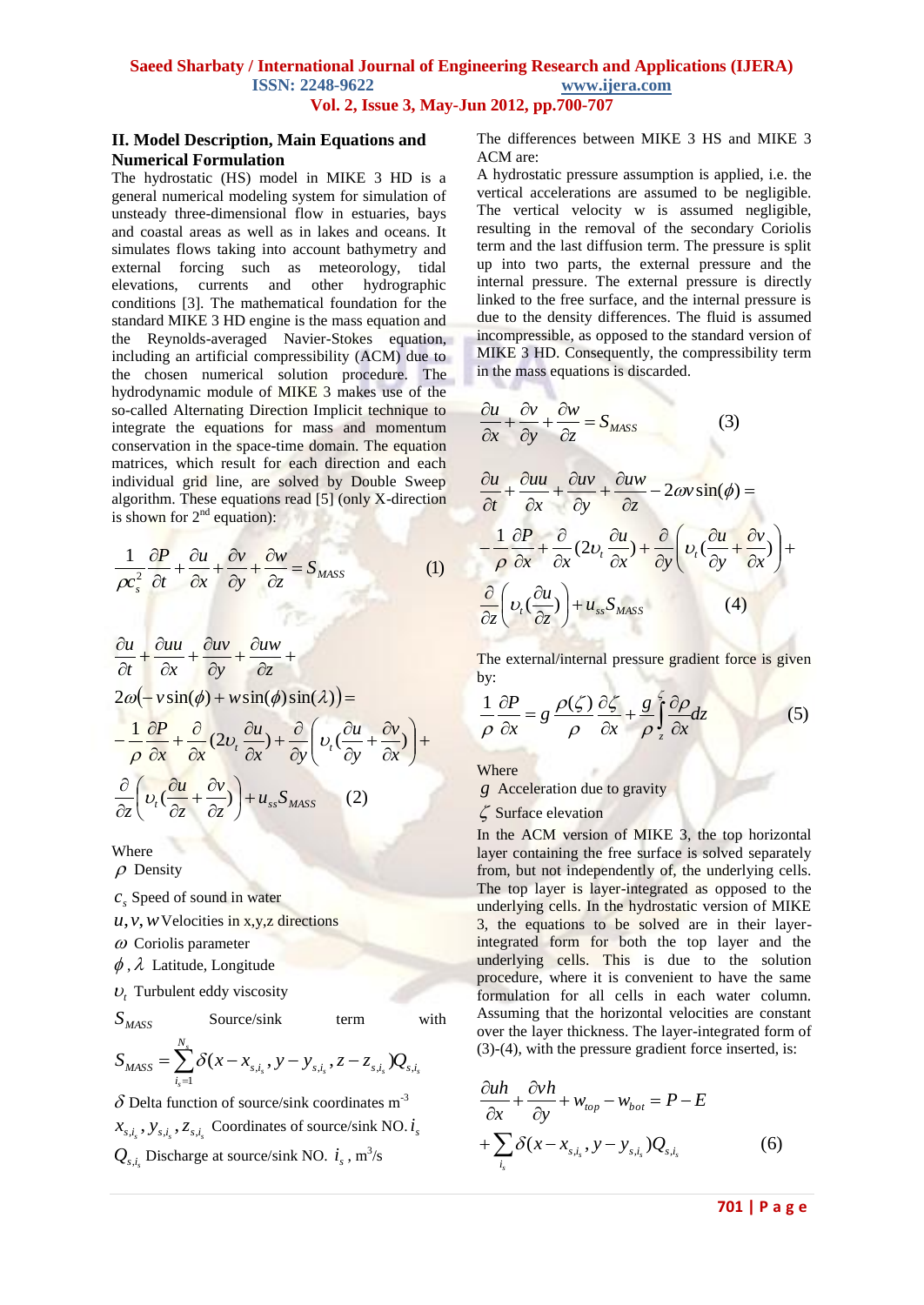## II. Model Description, Main Equations and Numerical Formulation

The hydrostatic (HS) model in MIKE 3 HD is a general numerical modeling system for simulation of unsteady three-dimensional flow in estuaries, bays and coastal areas as well as in lakes and oceans. It simulates flows taking into account bathymetry and external forcing such as meteorology, tidal elevations, currents and other hydrographic conditions [3]. The mathematical foundation for the standard MIKE 3 HD engine is the mass equation and the Reynolds-averaged Navier-Stokes equation, including an artificial compressibility (ACM) due to the chosen numerical solution procedure. The hydrodynamic module of MIKE 3 makes use of the so-called Alternating Direction Implicit technique to integrate the equations for mass and momentum conservation in the space-time domain. The equation matrices, which result for each direction and each individual grid line, are solved by Double Sweep algorithm. These equations read [5] (only X-direction is shown for 2nd equation):

$$\frac{1}{\rho c_s^2}\frac{\partial P}{\partial t}+\frac{\partial u}{\partial x}+\frac{\partial v}{\partial y}+\frac{\partial w}{\partial z}=S_{MASS} \qquad (1)$$

$$\frac{\partial u}{\partial t}+\frac{\partial uu}{\partial x}+\frac{\partial uv}{\partial y}+\frac{\partial uw}{\partial z}+2\omega\left(-v\sin(\phi)+w\sin(\phi)\sin(\lambda)\right)=-\frac{1}{\rho}\frac{\partial P}{\partial x}+\frac{\partial}{\partial x}(2\upsilon_t\frac{\partial u}{\partial x})+\frac{\partial}{\partial y}\left(\upsilon_t(\frac{\partial u}{\partial y}+\frac{\partial v}{\partial x})\right)+\frac{\partial}{\partial z}\left(\upsilon_t(\frac{\partial u}{\partial z}+\frac{\partial v}{\partial z})\right)+u_{ss}S_{MASS} \qquad (2)$$

Where

$\rho$ Density

$c_s$ Speed of sound in water

$u, v, w$ Velocities in x,y,z directions

$\omega$ Coriolis parameter

$\phi$ , $\lambda$ Latitude, Longitude

$\upsilon_t$ Turbulent eddy viscosity

$S_{MASS}$ Source/sink term with

$$S_{MASS}=\sum_{i_s=1}^{N_s}\delta(x-x_{s,i_s},y-y_{s,i_s},z-z_{s,i_s})Q_{s,i_s}$$

$\delta$ Delta function of source/sink coordinates m$^{-3}$

$x_{s,i_s}, y_{s,i_s}, z_{s,i_s}$ Coordinates of source/sink NO. $i_s$

$Q_{s,i_s}$ Discharge at source/sink NO. $i_s$ , m$^3$/s

The differences between MIKE 3 HS and MIKE 3 ACM are:

A hydrostatic pressure assumption is applied, i.e. the vertical accelerations are assumed to be negligible. The vertical velocity w is assumed negligible, resulting in the removal of the secondary Coriolis term and the last diffusion term. The pressure is split up into two parts, the external pressure and the internal pressure. The external pressure is directly linked to the free surface, and the internal pressure is due to the density differences. The fluid is assumed incompressible, as opposed to the standard version of MIKE 3 HD. Consequently, the compressibility term in the mass equations is discarded.

$$\frac{\partial u}{\partial x}+\frac{\partial v}{\partial y}+\frac{\partial w}{\partial z}=S_{MASS} \qquad (3)$$

$$\frac{\partial u}{\partial t}+\frac{\partial uu}{\partial x}+\frac{\partial uv}{\partial y}+\frac{\partial uw}{\partial z}-2\omega v\sin(\phi)=-\frac{1}{\rho}\frac{\partial P}{\partial x}+\frac{\partial}{\partial x}(2\upsilon_t\frac{\partial u}{\partial x})+\frac{\partial}{\partial y}\left(\upsilon_t(\frac{\partial u}{\partial y}+\frac{\partial v}{\partial x})\right)+\frac{\partial}{\partial z}\left(\upsilon_t(\frac{\partial u}{\partial z})\right)+u_{ss}S_{MASS} \qquad (4)$$

The external/internal pressure gradient force is given by:

$$\frac{1}{\rho}\frac{\partial P}{\partial x}=g\frac{\rho(\zeta)}{\rho}\frac{\partial \zeta}{\partial x}+\frac{g}{\rho}\int_z^{\zeta}\frac{\partial \rho}{\partial x}dz \qquad (5)$$

Where

$g$ Acceleration due to gravity

$\zeta$ Surface elevation

In the ACM version of MIKE 3, the top horizontal layer containing the free surface is solved separately from, but not independently of, the underlying cells. The top layer is layer-integrated as opposed to the underlying cells. In the hydrostatic version of MIKE 3, the equations to be solved are in their layer-integrated form for both the top layer and the underlying cells. This is due to the solution procedure, where it is convenient to have the same formulation for all cells in each water column. Assuming that the horizontal velocities are constant over the layer thickness. The layer-integrated form of (3)-(4), with the pressure gradient force inserted, is:

$$\frac{\partial uh}{\partial x}+\frac{\partial vh}{\partial y}+w_{top}-w_{bot}=P-E+\sum_{i_s}\delta(x-x_{s,i_s},y-y_{s,i_s})Q_{s,i_s} \qquad (6)$$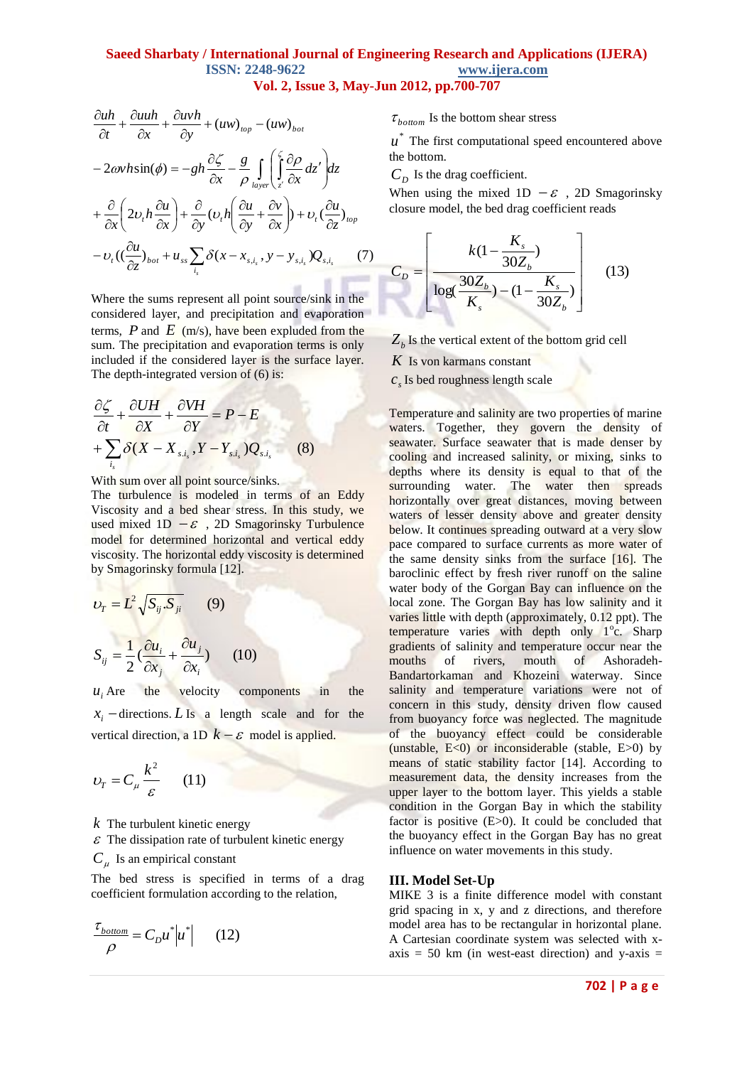$$\frac{\partial uh}{\partial t}+\frac{\partial uuh}{\partial x}+\frac{\partial uvh}{\partial y}+(uw)_{top}-(uw)_{bot}$$

$$-2\omega vh\sin(\phi)=-gh\frac{\partial \zeta}{\partial x}-\frac{g}{\rho}\int_{layer}\left(\int_{z'}^{\zeta}\frac{\partial \rho}{\partial x}dz'\right)dz$$

$$+\frac{\partial}{\partial x}\left(2\upsilon_t h\frac{\partial u}{\partial x}\right)+\frac{\partial}{\partial y}(\upsilon_t h\left(\frac{\partial u}{\partial y}+\frac{\partial v}{\partial x}\right))+\upsilon_t(\frac{\partial u}{\partial z})_{top}$$

$$-\upsilon_t((\frac{\partial u}{\partial z})_{bot}+u_{ss}\sum_{i_s}\delta(x-x_{s,i_s},y-y_{s,i_s})Q_{s,i_s} \qquad (7)$$

Where the sums represent all point source/sink in the considered layer, and precipitation and evaporation terms, $P$ and $E$ (m/s), have been expluded from the sum. The precipitation and evaporation terms is only included if the considered layer is the surface layer. The depth-integrated version of (6) is:

$$\frac{\partial \zeta}{\partial t}+\frac{\partial UH}{\partial X}+\frac{\partial VH}{\partial Y}=P-E$$
$$+\sum_{i_s}\delta(X-X_{s.i_s},Y-Y_{s.i_s})Q_{s.i_s} \qquad (8)$$

With sum over all point source/sinks.

The turbulence is modeled in terms of an Eddy Viscosity and a bed shear stress. In this study, we used mixed 1D $-\varepsilon$ , 2D Smagorinsky Turbulence model for determined horizontal and vertical eddy viscosity. The horizontal eddy viscosity is determined by Smagorinsky formula [12].

$$\upsilon_T=L^2\sqrt{S_{ij}.S_{ji}} \qquad (9)$$

$$S_{ij}=\frac{1}{2}(\frac{\partial u_i}{\partial x_j}+\frac{\partial u_j}{\partial x_i}) \qquad (10)$$

$u_i$ Are the velocity components in the $x_i$ −directions. $L$ Is a length scale and for the vertical direction, a 1D $k-\varepsilon$ model is applied.

$$\upsilon_T=C_\mu\frac{k^2}{\varepsilon} \qquad (11)$$

$k$ The turbulent kinetic energy

$\varepsilon$ The dissipation rate of turbulent kinetic energy

$C_\mu$ Is an empirical constant

The bed stress is specified in terms of a drag coefficient formulation according to the relation,

$$\frac{\tau_{bottom}}{\rho}=C_D u^*\left|u^*\right| \qquad (12)$$

$\tau_{bottom}$ Is the bottom shear stress

$u^*$ The first computational speed encountered above the bottom.

$C_D$ Is the drag coefficient.

When using the mixed 1D $-\varepsilon$ , 2D Smagorinsky closure model, the bed drag coefficient reads

$$C_D=\left[\frac{k(1-\dfrac{K_s}{30Z_b})}{\log(\dfrac{30Z_b}{K_s})-(1-\dfrac{K_s}{30Z_b})}\right] \qquad (13)$$

$Z_b$ Is the vertical extent of the bottom grid cell

$K$ Is von karmans constant

$c_s$ Is bed roughness length scale

Temperature and salinity are two properties of marine waters. Together, they govern the density of seawater. Surface seawater that is made denser by cooling and increased salinity, or mixing, sinks to depths where its density is equal to that of the surrounding water. The water then spreads horizontally over great distances, moving between waters of lesser density above and greater density below. It continues spreading outward at a very slow pace compared to surface currents as more water of the same density sinks from the surface [16]. The baroclinic effect by fresh river runoff on the saline water body of the Gorgan Bay can influence on the local zone. The Gorgan Bay has low salinity and it varies little with depth (approximately, 0.12 ppt). The temperature varies with depth only 1°c. Sharp gradients of salinity and temperature occur near the mouths of rivers, mouth of Ashoradeh-Bandartorkaman and Khozeini waterway. Since salinity and temperature variations were not of concern in this study, density driven flow caused from buoyancy force was neglected. The magnitude of the buoyancy effect could be considerable (unstable, E<0) or inconsiderable (stable, E>0) by means of static stability factor [14]. According to measurement data, the density increases from the upper layer to the bottom layer. This yields a stable condition in the Gorgan Bay in which the stability factor is positive (E>0). It could be concluded that the buoyancy effect in the Gorgan Bay has no great influence on water movements in this study.

## III. Model Set-Up

MIKE 3 is a finite difference model with constant grid spacing in x, y and z directions, and therefore model area has to be rectangular in horizontal plane. A Cartesian coordinate system was selected with x-axis = 50 km (in west-east direction) and y-axis =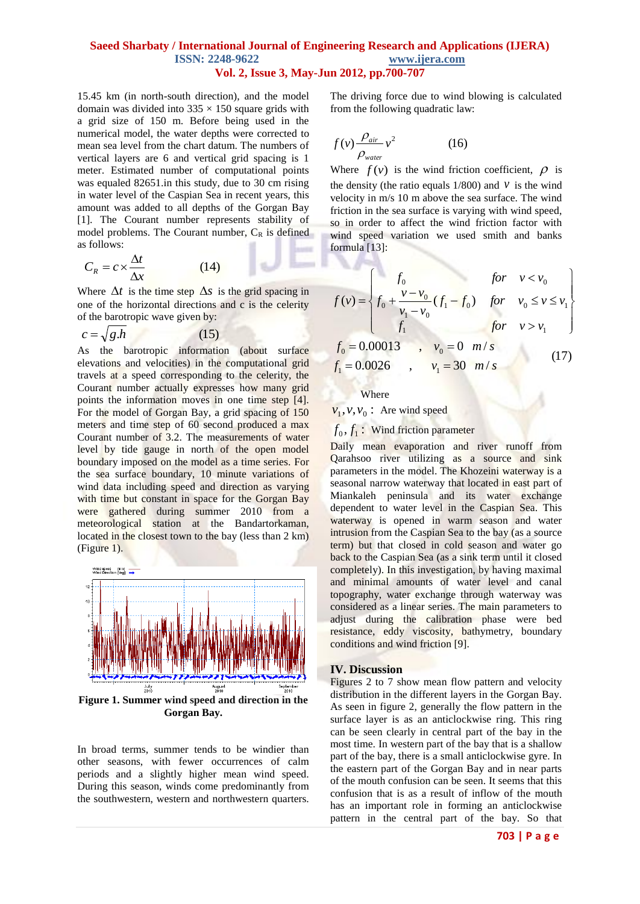15.45 km (in north-south direction), and the model domain was divided into 335 × 150 square grids with a grid size of 150 m. Before being used in the numerical model, the water depths were corrected to mean sea level from the chart datum. The numbers of vertical layers are 6 and vertical grid spacing is 1 meter. Estimated number of computational points was equaled 82651.in this study, due to 30 cm rising in water level of the Caspian Sea in recent years, this amount was added to all depths of the Gorgan Bay [1]. The Courant number represents stability of model problems. The Courant number, $C_R$ is defined as follows:

$$C_R = c \times \frac{\Delta t}{\Delta x} \qquad (14)$$

Where $\Delta t$ is the time step $\Delta s$ is the grid spacing in one of the horizontal directions and c is the celerity of the barotropic wave given by:

$$c = \sqrt{g.h} \qquad (15)$$

As the barotropic information (about surface elevations and velocities) in the computational grid travels at a speed corresponding to the celerity, the Courant number actually expresses how many grid points the information moves in one time step [4]. For the model of Gorgan Bay, a grid spacing of 150 meters and time step of 60 second produced a max Courant number of 3.2. The measurements of water level by tide gauge in north of the open model boundary imposed on the model as a time series. For the sea surface boundary, 10 minute variations of wind data including speed and direction as varying with time but constant in space for the Gorgan Bay were gathered during summer 2010 from a meteorological station at the Bandartorkaman, located in the closest town to the bay (less than 2 km) (Figure 1).

**Figure 1. Summer wind speed and direction in the Gorgan Bay.**

In broad terms, summer tends to be windier than other seasons, with fewer occurrences of calm periods and a slightly higher mean wind speed. During this season, winds come predominantly from the southwestern, western and northwestern quarters.

The driving force due to wind blowing is calculated from the following quadratic law:

$$f(v)\frac{\rho_{air}}{\rho_{water}}v^2 \qquad (16)$$

Where $f(v)$ is the wind friction coefficient, $\rho$ is the density (the ratio equals 1/800) and $v$ is the wind velocity in m/s 10 m above the sea surface. The wind friction in the sea surface is varying with wind speed, so in order to affect the wind friction factor with wind speed variation we used smith and banks formula [13]:

$$f(v) = \begin{cases} f_0 & for \quad v < v_0 \\ f_0 + \dfrac{v - v_0}{v_1 - v_0}(f_1 - f_0) & for \quad v_0 \le v \le v_1 \\ f_1 & for \quad v > v_1 \end{cases}$$

$$f_0 = 0.00013 \quad , \quad v_0 = 0 \;\; m/s$$
$$f_1 = 0.0026 \quad , \quad v_1 = 30 \;\; m/s \qquad (17)$$

Where

$v_1, v, v_0$ : Are wind speed

$f_0, f_1$ : Wind friction parameter

Daily mean evaporation and river runoff from Qarahsoo river utilizing as a source and sink parameters in the model. The Khozeini waterway is a seasonal narrow waterway that located in east part of Miankaleh peninsula and its water exchange dependent to water level in the Caspian Sea. This waterway is opened in warm season and water intrusion from the Caspian Sea to the bay (as a source term) but that closed in cold season and water go back to the Caspian Sea (as a sink term until it closed completely). In this investigation, by having maximal and minimal amounts of water level and canal topography, water exchange through waterway was considered as a linear series. The main parameters to adjust during the calibration phase were bed resistance, eddy viscosity, bathymetry, boundary conditions and wind friction [9].

## IV. Discussion

Figures 2 to 7 show mean flow pattern and velocity distribution in the different layers in the Gorgan Bay. As seen in figure 2, generally the flow pattern in the surface layer is as an anticlockwise ring. This ring can be seen clearly in central part of the bay in the most time. In western part of the bay that is a shallow part of the bay, there is a small anticlockwise gyre. In the eastern part of the Gorgan Bay and in near parts of the mouth confusion can be seen. It seems that this confusion that is as a result of inflow of the mouth has an important role in forming an anticlockwise pattern in the central part of the bay. So that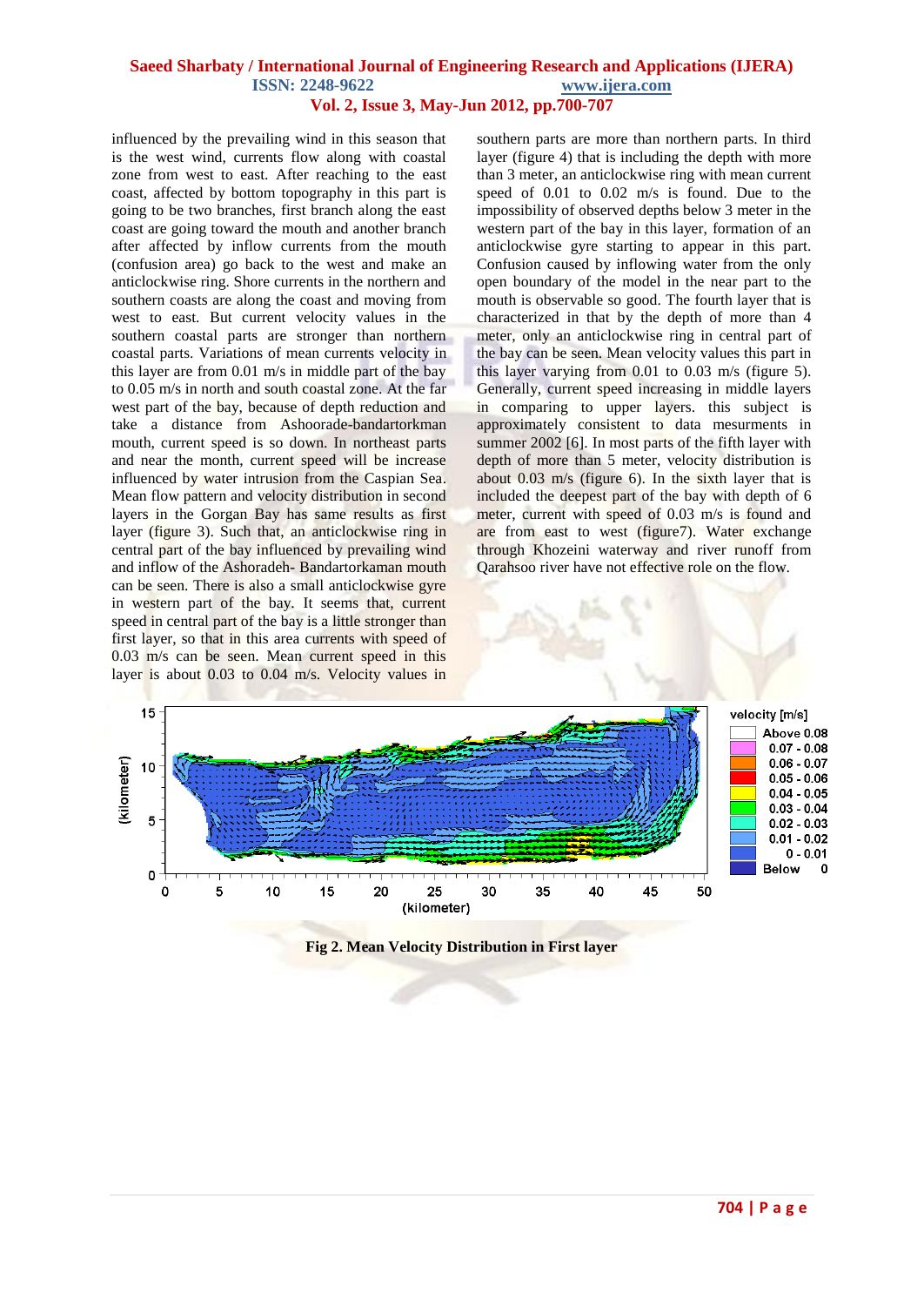influenced by the prevailing wind in this season that is the west wind, currents flow along with coastal zone from west to east. After reaching to the east coast, affected by bottom topography in this part is going to be two branches, first branch along the east coast are going toward the mouth and another branch after affected by inflow currents from the mouth (confusion area) go back to the west and make an anticlockwise ring. Shore currents in the northern and southern coasts are along the coast and moving from west to east. But current velocity values in the southern coastal parts are stronger than northern coastal parts. Variations of mean currents velocity in this layer are from 0.01 m/s in middle part of the bay to 0.05 m/s in north and south coastal zone. At the far west part of the bay, because of depth reduction and take a distance from Ashoorade-bandartorkman mouth, current speed is so down. In northeast parts and near the month, current speed will be increase influenced by water intrusion from the Caspian Sea. Mean flow pattern and velocity distribution in second layers in the Gorgan Bay has same results as first layer (figure 3). Such that, an anticlockwise ring in central part of the bay influenced by prevailing wind and inflow of the Ashoradeh- Bandartorkaman mouth can be seen. There is also a small anticlockwise gyre in western part of the bay. It seems that, current speed in central part of the bay is a little stronger than first layer, so that in this area currents with speed of 0.03 m/s can be seen. Mean current speed in this layer is about 0.03 to 0.04 m/s. Velocity values in southern parts are more than northern parts. In third layer (figure 4) that is including the depth with more than 3 meter, an anticlockwise ring with mean current speed of 0.01 to 0.02 m/s is found. Due to the impossibility of observed depths below 3 meter in the western part of the bay in this layer, formation of an anticlockwise gyre starting to appear in this part. Confusion caused by inflowing water from the only open boundary of the model in the near part to the mouth is observable so good. The fourth layer that is characterized in that by the depth of more than 4 meter, only an anticlockwise ring in central part of the bay can be seen. Mean velocity values this part in this layer varying from 0.01 to 0.03 m/s (figure 5). Generally, current speed increasing in middle layers in comparing to upper layers. this subject is approximately consistent to data mesurments in summer 2002 [6]. In most parts of the fifth layer with depth of more than 5 meter, velocity distribution is about 0.03 m/s (figure 6). In the sixth layer that is included the deepest part of the bay with depth of 6 meter, current with speed of 0.03 m/s is found and are from east to west (figure7). Water exchange through Khozeini waterway and river runoff from Qarahsoo river have not effective role on the flow.

Fig 2. Mean Velocity Distribution in First layer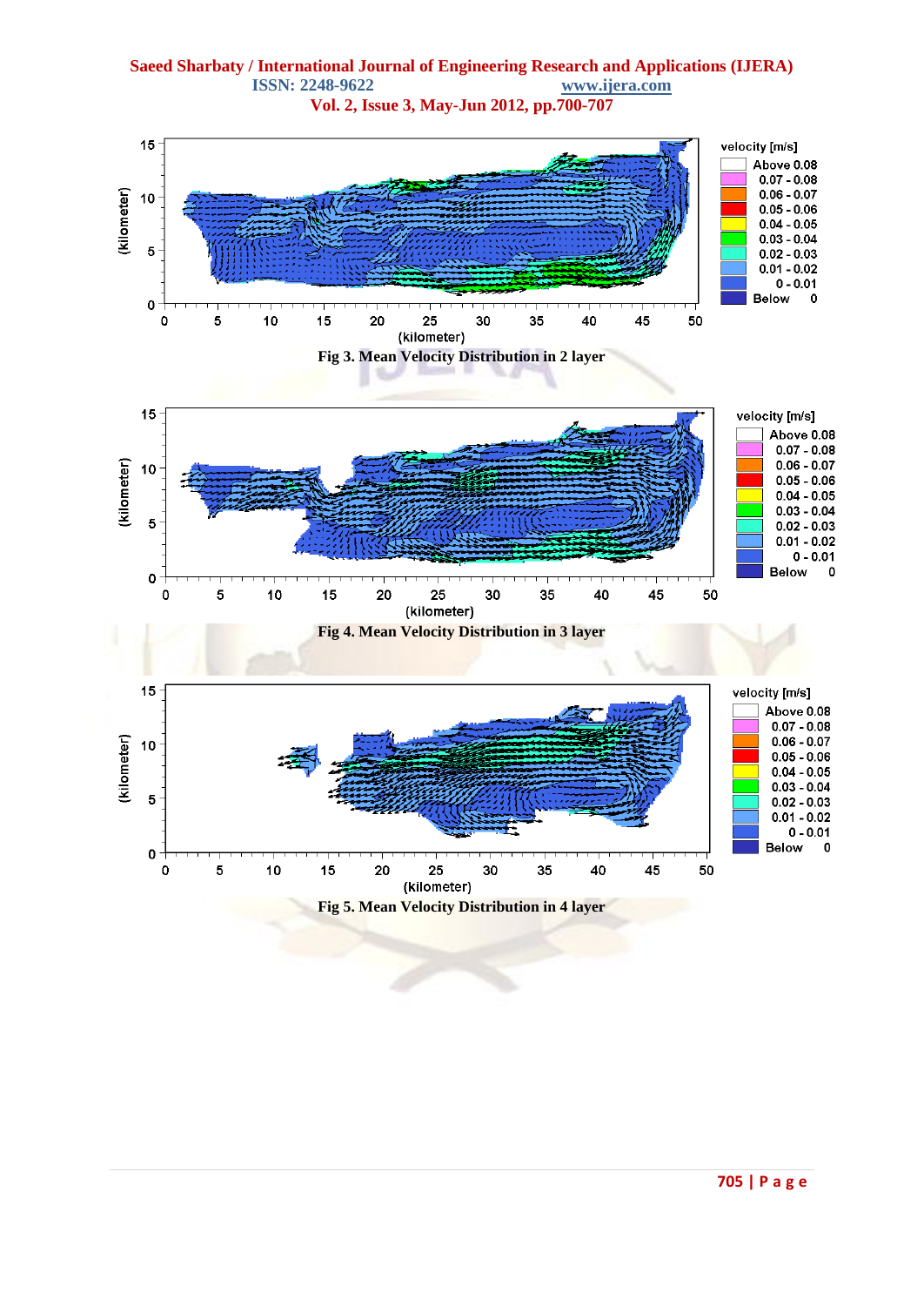Fig 3. Mean Velocity Distribution in 2 layer

Fig 4. Mean Velocity Distribution in 3 layer

Fig 5. Mean Velocity Distribution in 4 layer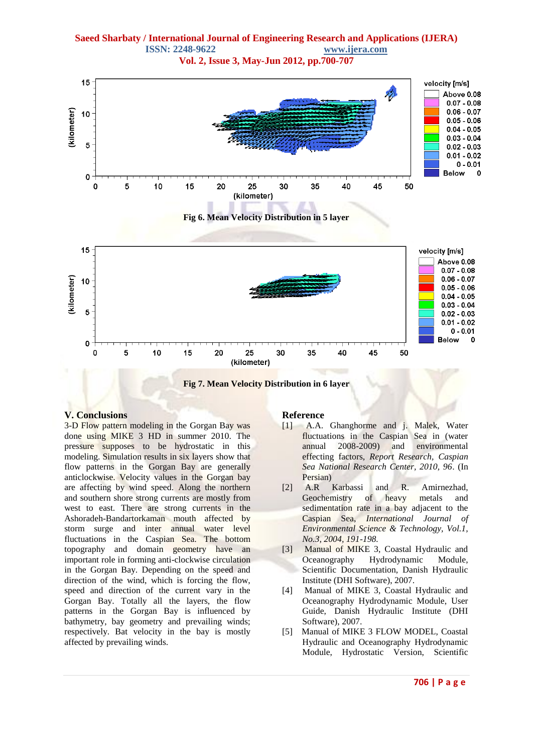Fig 6. Mean Velocity Distribution in 5 layer

Fig 7. Mean Velocity Distribution in 6 layer

## V. Conclusions

3-D Flow pattern modeling in the Gorgan Bay was done using MIKE 3 HD in summer 2010. The pressure supposes to be hydrostatic in this modeling. Simulation results in six layers show that flow patterns in the Gorgan Bay are generally anticlockwise. Velocity values in the Gorgan bay are affecting by wind speed. Along the northern and southern shore strong currents are mostly from west to east. There are strong currents in the Ashoradeh-Bandartorkaman mouth affected by storm surge and inter annual water level fluctuations in the Caspian Sea. The bottom topography and domain geometry have an important role in forming anti-clockwise circulation in the Gorgan Bay. Depending on the speed and direction of the wind, which is forcing the flow, speed and direction of the current vary in the Gorgan Bay. Totally all the layers, the flow patterns in the Gorgan Bay is influenced by bathymetry, bay geometry and prevailing winds; respectively. Bat velocity in the bay is mostly affected by prevailing winds.

## Reference

[1] A.A. Ghanghorme and j. Malek, Water fluctuations in the Caspian Sea in (water annual 2008-2009) and environmental effecting factors, *Report Research, Caspian Sea National Research Center, 2010, 96*. (In Persian)

[2] A.R Karbassi and R. Amirnezhad, Geochemistry of heavy metals and sedimentation rate in a bay adjacent to the Caspian Sea, *International Journal of Environmental Science & Technology, Vol.1, No.3, 2004, 191-198.*

[3] Manual of MIKE 3, Coastal Hydraulic and Oceanography Hydrodynamic Module, Scientific Documentation, Danish Hydraulic Institute (DHI Software), 2007.

[4] Manual of MIKE 3, Coastal Hydraulic and Oceanography Hydrodynamic Module, User Guide, Danish Hydraulic Institute (DHI Software), 2007.

[5] Manual of MIKE 3 FLOW MODEL, Coastal Hydraulic and Oceanography Hydrodynamic Module, Hydrostatic Version, Scientific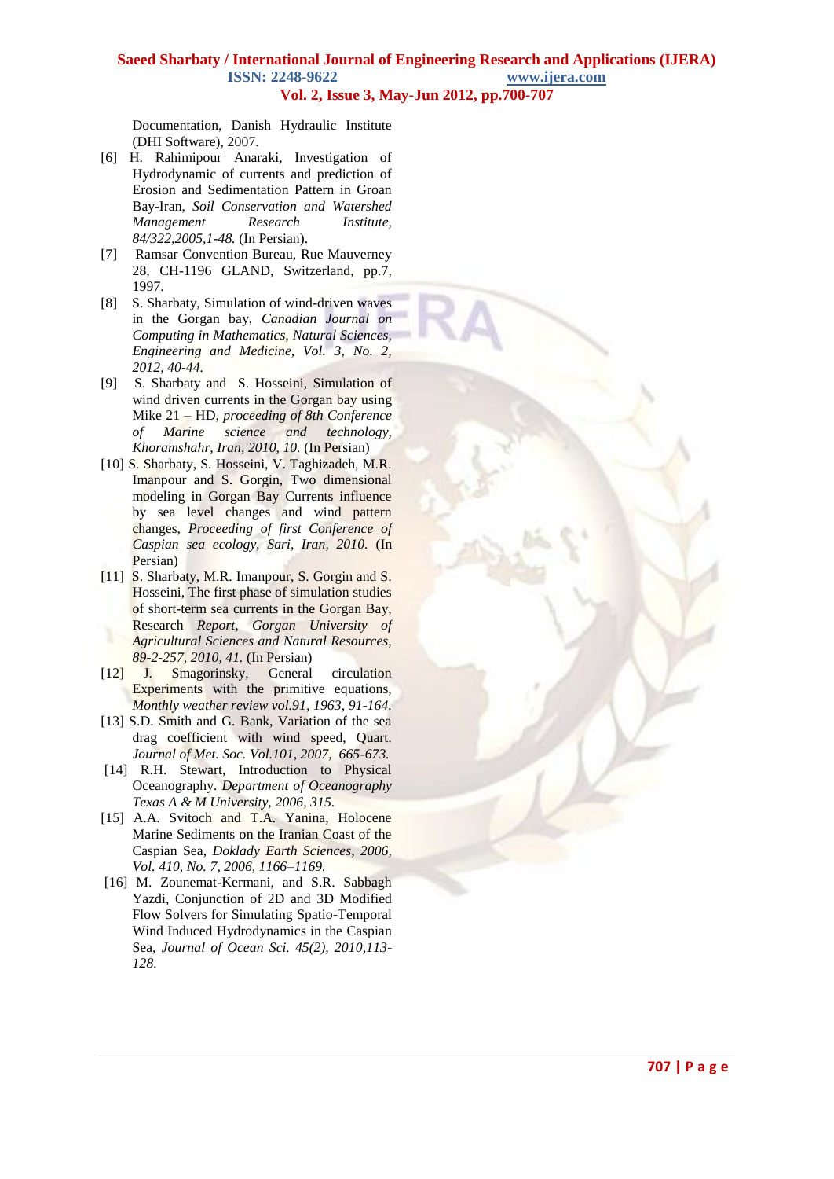Documentation, Danish Hydraulic Institute (DHI Software), 2007.

[6] H. Rahimipour Anaraki, Investigation of Hydrodynamic of currents and prediction of Erosion and Sedimentation Pattern in Groan Bay-Iran, *Soil Conservation and Watershed Management Research Institute, 84/322,2005,1-48.* (In Persian).

[7] Ramsar Convention Bureau, Rue Mauverney 28, CH-1196 GLAND, Switzerland, pp.7, 1997.

[8] S. Sharbaty, Simulation of wind-driven waves in the Gorgan bay, *Canadian Journal on Computing in Mathematics, Natural Sciences, Engineering and Medicine, Vol. 3, No. 2, 2012, 40-44.*

[9] S. Sharbaty and S. Hosseini, Simulation of wind driven currents in the Gorgan bay using Mike 21 – HD, *proceeding of 8th Conference of Marine science and technology, Khoramshahr, Iran, 2010, 10.* (In Persian)

[10] S. Sharbaty, S. Hosseini, V. Taghizadeh, M.R. Imanpour and S. Gorgin, Two dimensional modeling in Gorgan Bay Currents influence by sea level changes and wind pattern changes, *Proceeding of first Conference of Caspian sea ecology, Sari, Iran, 2010.* (In Persian)

[11] S. Sharbaty, M.R. Imanpour, S. Gorgin and S. Hosseini, The first phase of simulation studies of short-term sea currents in the Gorgan Bay, Research *Report, Gorgan University of Agricultural Sciences and Natural Resources, 89-2-257, 2010, 41.* (In Persian)

[12] J. Smagorinsky, General circulation Experiments with the primitive equations, *Monthly weather review vol.91, 1963, 91-164.*

[13] S.D. Smith and G. Bank, Variation of the sea drag coefficient with wind speed, Quart. *Journal of Met. Soc. Vol.101, 2007, 665-673.*

[14] R.H. Stewart, Introduction to Physical Oceanography. *Department of Oceanography Texas A & M University, 2006, 315.*

[15] A.A. Svitoch and T.A. Yanina, Holocene Marine Sediments on the Iranian Coast of the Caspian Sea, *Doklady Earth Sciences, 2006, Vol. 410, No. 7, 2006, 1166–1169.*

[16] M. Zounemat-Kermani, and S.R. Sabbagh Yazdi, Conjunction of 2D and 3D Modified Flow Solvers for Simulating Spatio-Temporal Wind Induced Hydrodynamics in the Caspian Sea, *Journal of Ocean Sci. 45(2), 2010,113-128.*